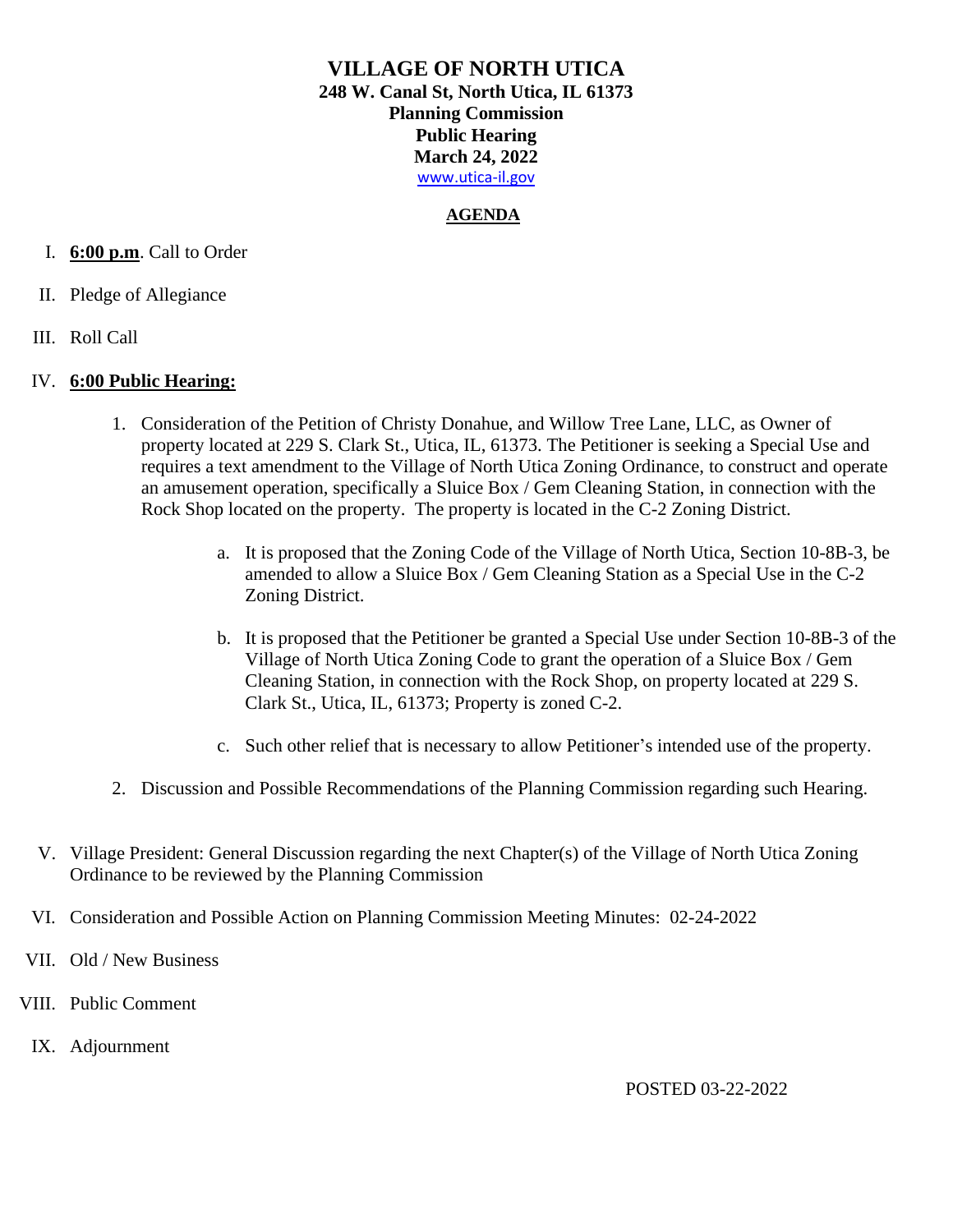# VILLAGE OF NORTH UTICA

**248 W. Canal St, North Utica, IL 61373**
**Planning Commission**
**Public Hearing**
**March 24, 2022**
www.utica-il.gov

## AGENDA

I. **6:00 p.m**. Call to Order

II. Pledge of Allegiance

III. Roll Call

IV. **6:00 Public Hearing:**

1. Consideration of the Petition of Christy Donahue, and Willow Tree Lane, LLC, as Owner of property located at 229 S. Clark St., Utica, IL, 61373. The Petitioner is seeking a Special Use and requires a text amendment to the Village of North Utica Zoning Ordinance, to construct and operate an amusement operation, specifically a Sluice Box / Gem Cleaning Station, in connection with the Rock Shop located on the property. The property is located in the C-2 Zoning District.

    a. It is proposed that the Zoning Code of the Village of North Utica, Section 10-8B-3, be amended to allow a Sluice Box / Gem Cleaning Station as a Special Use in the C-2 Zoning District.

    b. It is proposed that the Petitioner be granted a Special Use under Section 10-8B-3 of the Village of North Utica Zoning Code to grant the operation of a Sluice Box / Gem Cleaning Station, in connection with the Rock Shop, on property located at 229 S. Clark St., Utica, IL, 61373; Property is zoned C-2.

    c. Such other relief that is necessary to allow Petitioner's intended use of the property.

2. Discussion and Possible Recommendations of the Planning Commission regarding such Hearing.

V. Village President: General Discussion regarding the next Chapter(s) of the Village of North Utica Zoning Ordinance to be reviewed by the Planning Commission

VI. Consideration and Possible Action on Planning Commission Meeting Minutes: 02-24-2022

VII. Old / New Business

VIII. Public Comment

IX. Adjournment

POSTED 03-22-2022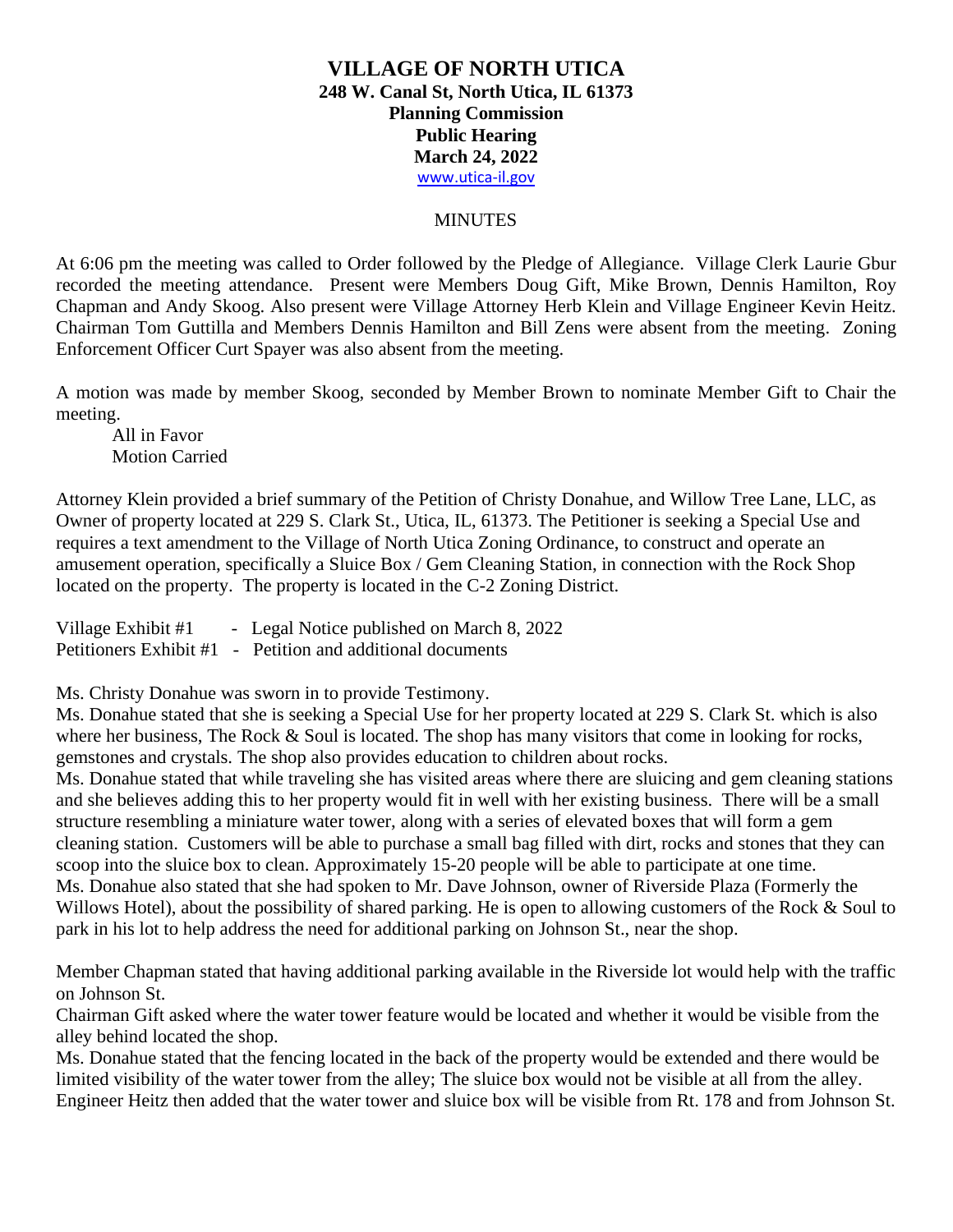# VILLAGE OF NORTH UTICA

**248 W. Canal St, North Utica, IL 61373**
**Planning Commission**
**Public Hearing**
**March 24, 2022**
www.utica-il.gov

MINUTES

At 6:06 pm the meeting was called to Order followed by the Pledge of Allegiance. Village Clerk Laurie Gbur recorded the meeting attendance. Present were Members Doug Gift, Mike Brown, Dennis Hamilton, Roy Chapman and Andy Skoog. Also present were Village Attorney Herb Klein and Village Engineer Kevin Heitz. Chairman Tom Guttilla and Members Dennis Hamilton and Bill Zens were absent from the meeting. Zoning Enforcement Officer Curt Spayer was also absent from the meeting.

A motion was made by member Skoog, seconded by Member Brown to nominate Member Gift to Chair the meeting.

All in Favor
Motion Carried

Attorney Klein provided a brief summary of the Petition of Christy Donahue, and Willow Tree Lane, LLC, as Owner of property located at 229 S. Clark St., Utica, IL, 61373. The Petitioner is seeking a Special Use and requires a text amendment to the Village of North Utica Zoning Ordinance, to construct and operate an amusement operation, specifically a Sluice Box / Gem Cleaning Station, in connection with the Rock Shop located on the property. The property is located in the C-2 Zoning District.

Village Exhibit #1 - Legal Notice published on March 8, 2022
Petitioners Exhibit #1 - Petition and additional documents

Ms. Christy Donahue was sworn in to provide Testimony.

Ms. Donahue stated that she is seeking a Special Use for her property located at 229 S. Clark St. which is also where her business, The Rock & Soul is located. The shop has many visitors that come in looking for rocks, gemstones and crystals. The shop also provides education to children about rocks.

Ms. Donahue stated that while traveling she has visited areas where there are sluicing and gem cleaning stations and she believes adding this to her property would fit in well with her existing business. There will be a small structure resembling a miniature water tower, along with a series of elevated boxes that will form a gem cleaning station. Customers will be able to purchase a small bag filled with dirt, rocks and stones that they can scoop into the sluice box to clean. Approximately 15-20 people will be able to participate at one time.

Ms. Donahue also stated that she had spoken to Mr. Dave Johnson, owner of Riverside Plaza (Formerly the Willows Hotel), about the possibility of shared parking. He is open to allowing customers of the Rock & Soul to park in his lot to help address the need for additional parking on Johnson St., near the shop.

Member Chapman stated that having additional parking available in the Riverside lot would help with the traffic on Johnson St.

Chairman Gift asked where the water tower feature would be located and whether it would be visible from the alley behind located the shop.

Ms. Donahue stated that the fencing located in the back of the property would be extended and there would be limited visibility of the water tower from the alley; The sluice box would not be visible at all from the alley.

Engineer Heitz then added that the water tower and sluice box will be visible from Rt. 178 and from Johnson St.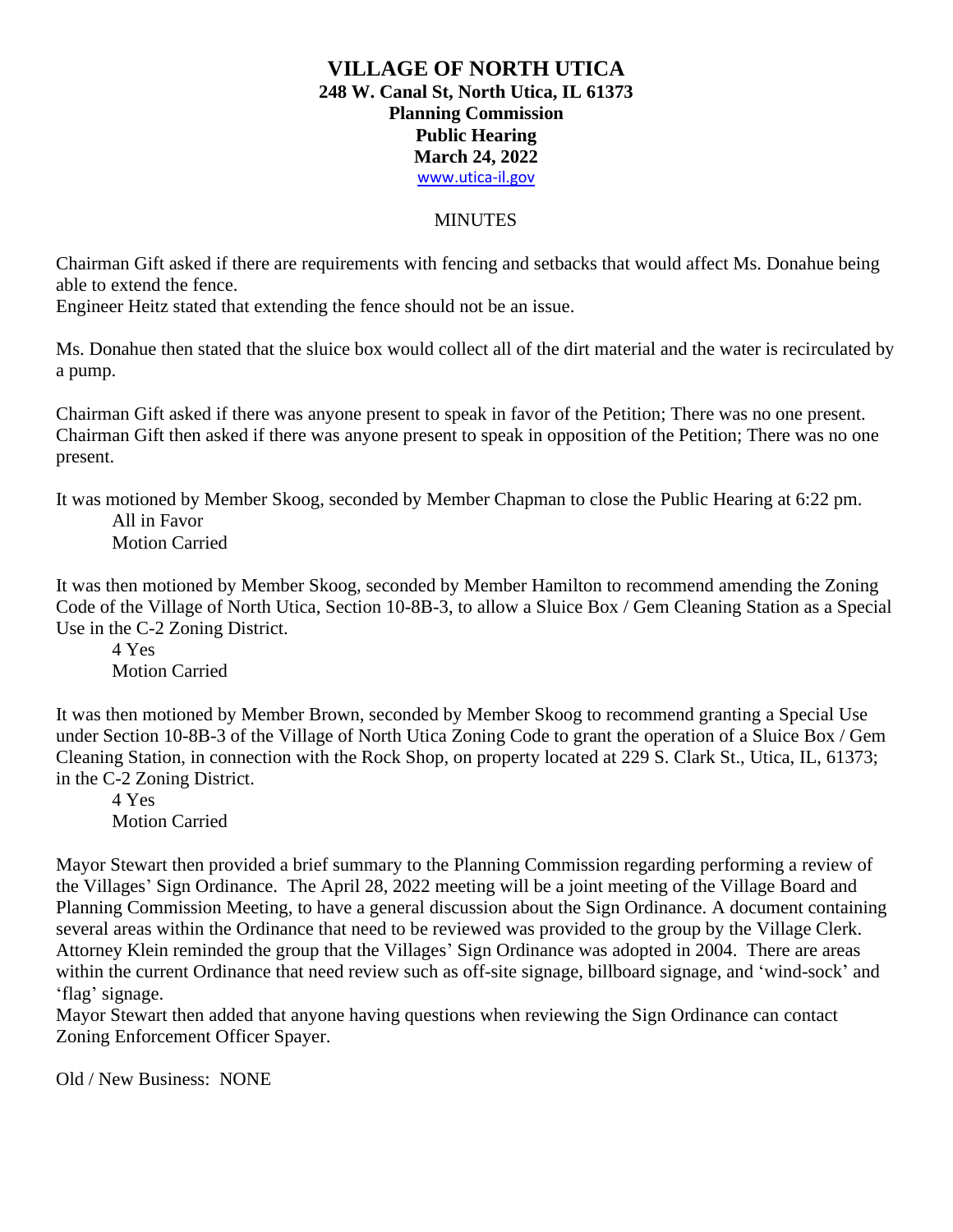# VILLAGE OF NORTH UTICA

**248 W. Canal St, North Utica, IL 61373**
**Planning Commission**
**Public Hearing**
**March 24, 2022**
www.utica-il.gov

MINUTES

Chairman Gift asked if there are requirements with fencing and setbacks that would affect Ms. Donahue being able to extend the fence.
Engineer Heitz stated that extending the fence should not be an issue.

Ms. Donahue then stated that the sluice box would collect all of the dirt material and the water is recirculated by a pump.

Chairman Gift asked if there was anyone present to speak in favor of the Petition; There was no one present.
Chairman Gift then asked if there was anyone present to speak in opposition of the Petition; There was no one present.

It was motioned by Member Skoog, seconded by Member Chapman to close the Public Hearing at 6:22 pm.
All in Favor
Motion Carried

It was then motioned by Member Skoog, seconded by Member Hamilton to recommend amending the Zoning Code of the Village of North Utica, Section 10-8B-3, to allow a Sluice Box / Gem Cleaning Station as a Special Use in the C-2 Zoning District.
4 Yes
Motion Carried

It was then motioned by Member Brown, seconded by Member Skoog to recommend granting a Special Use under Section 10-8B-3 of the Village of North Utica Zoning Code to grant the operation of a Sluice Box / Gem Cleaning Station, in connection with the Rock Shop, on property located at 229 S. Clark St., Utica, IL, 61373; in the C-2 Zoning District.
4 Yes
Motion Carried

Mayor Stewart then provided a brief summary to the Planning Commission regarding performing a review of the Villages' Sign Ordinance. The April 28, 2022 meeting will be a joint meeting of the Village Board and Planning Commission Meeting, to have a general discussion about the Sign Ordinance. A document containing several areas within the Ordinance that need to be reviewed was provided to the group by the Village Clerk. Attorney Klein reminded the group that the Villages' Sign Ordinance was adopted in 2004. There are areas within the current Ordinance that need review such as off-site signage, billboard signage, and 'wind-sock' and 'flag' signage.
Mayor Stewart then added that anyone having questions when reviewing the Sign Ordinance can contact Zoning Enforcement Officer Spayer.

Old / New Business: NONE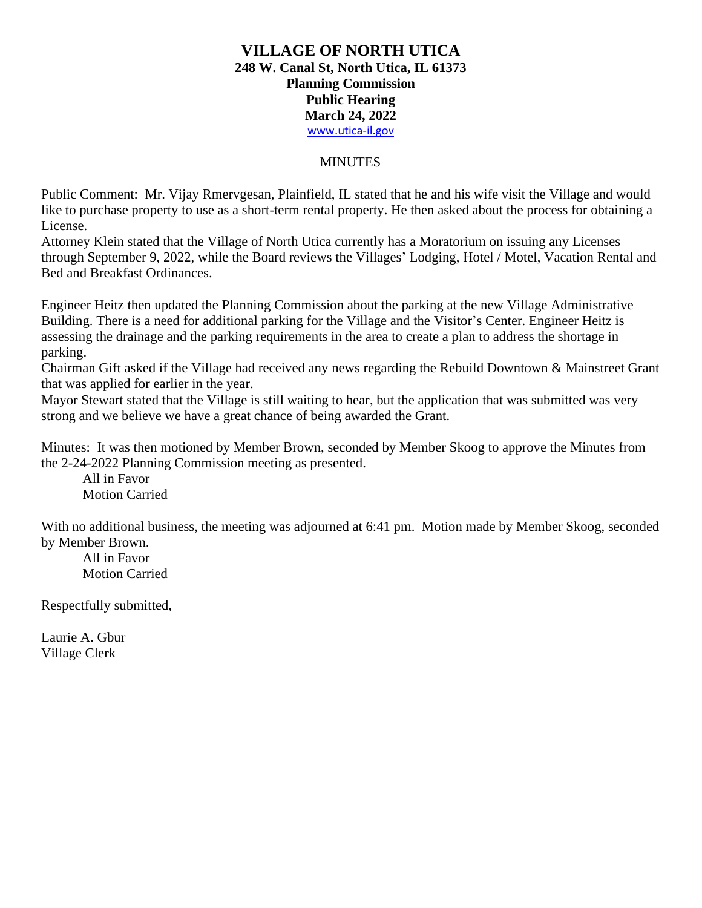# VILLAGE OF NORTH UTICA

**248 W. Canal St, North Utica, IL 61373**
**Planning Commission**
**Public Hearing**
**March 24, 2022**
www.utica-il.gov

MINUTES

Public Comment: Mr. Vijay Rmervgesan, Plainfield, IL stated that he and his wife visit the Village and would like to purchase property to use as a short-term rental property. He then asked about the process for obtaining a License.
Attorney Klein stated that the Village of North Utica currently has a Moratorium on issuing any Licenses through September 9, 2022, while the Board reviews the Villages' Lodging, Hotel / Motel, Vacation Rental and Bed and Breakfast Ordinances.

Engineer Heitz then updated the Planning Commission about the parking at the new Village Administrative Building. There is a need for additional parking for the Village and the Visitor's Center. Engineer Heitz is assessing the drainage and the parking requirements in the area to create a plan to address the shortage in parking.
Chairman Gift asked if the Village had received any news regarding the Rebuild Downtown & Mainstreet Grant that was applied for earlier in the year.
Mayor Stewart stated that the Village is still waiting to hear, but the application that was submitted was very strong and we believe we have a great chance of being awarded the Grant.

Minutes: It was then motioned by Member Brown, seconded by Member Skoog to approve the Minutes from the 2-24-2022 Planning Commission meeting as presented.

All in Favor
Motion Carried

With no additional business, the meeting was adjourned at 6:41 pm. Motion made by Member Skoog, seconded by Member Brown.

All in Favor
Motion Carried

Respectfully submitted,

Laurie A. Gbur
Village Clerk